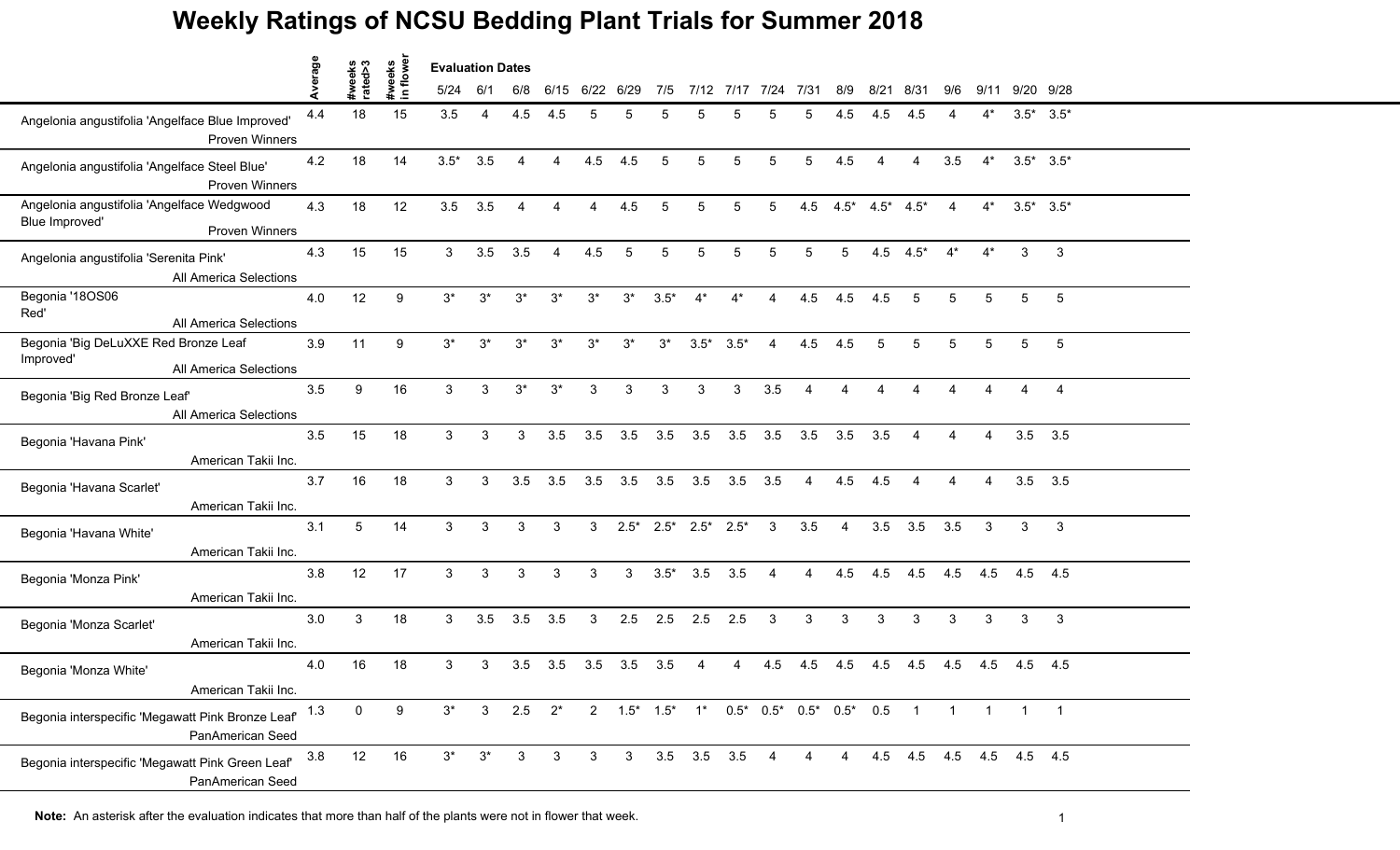# Weekly Ratings of NCSU Bedding Plant Trials for Summer 2018

| | Average | #weeks rated>3 | #weeks in flower | 5/24 | 6/1 | 6/8 | 6/15 | 6/22 | 6/29 | 7/5 | 7/12 | 7/17 | 7/24 | 7/31 | 8/9 | 8/21 | 8/31 | 9/6 | 9/11 | 9/20 | 9/28 |
|---|---|---|---|---|---|---|---|---|---|---|---|---|---|---|---|---|---|---|---|---|---|
| | | | | **Evaluation Dates** | | | | | | | | | | | | | | | | | |
| Angelonia angustifolia 'Angelface Blue Improved' Proven Winners | 4.4 | 18 | 15 | 3.5 | 4 | 4.5 | 4.5 | 5 | 5 | 5 | 5 | 5 | 5 | 5 | 4.5 | 4.5 | 4.5 | 4 | 4* | 3.5* | 3.5* |
| Angelonia angustifolia 'Angelface Steel Blue' Proven Winners | 4.2 | 18 | 14 | 3.5* | 3.5 | 4 | 4 | 4.5 | 4.5 | 5 | 5 | 5 | 5 | 5 | 4.5 | 4 | 4 | 3.5 | 4* | 3.5* | 3.5* |
| Angelonia angustifolia 'Angelface Wedgwood Blue Improved' Proven Winners | 4.3 | 18 | 12 | 3.5 | 3.5 | 4 | 4 | 4 | 4.5 | 5 | 5 | 5 | 5 | 4.5 | 4.5* | 4.5* | 4.5* | 4 | 4* | 3.5* | 3.5* |
| Angelonia angustifolia 'Serenita Pink' All America Selections | 4.3 | 15 | 15 | 3 | 3.5 | 3.5 | 4 | 4.5 | 5 | 5 | 5 | 5 | 5 | 5 | 5 | 4.5 | 4.5* | 4* | 4* | 3 | 3 |
| Begonia '18OS06 Red' All America Selections | 4.0 | 12 | 9 | 3* | 3* | 3* | 3* | 3* | 3* | 3.5* | 4* | 4* | 4 | 4.5 | 4.5 | 4.5 | 5 | 5 | 5 | 5 | 5 |
| Begonia 'Big DeLuXXE Red Bronze Leaf Improved' All America Selections | 3.9 | 11 | 9 | 3* | 3* | 3* | 3* | 3* | 3* | 3* | 3.5* | 3.5* | 4 | 4.5 | 4.5 | 5 | 5 | 5 | 5 | 5 | 5 |
| Begonia 'Big Red Bronze Leaf' All America Selections | 3.5 | 9 | 16 | 3 | 3 | 3* | 3* | 3 | 3 | 3 | 3 | 3 | 3.5 | 4 | 4 | 4 | 4 | 4 | 4 | 4 | 4 |
| Begonia 'Havana Pink' American Takii Inc. | 3.5 | 15 | 18 | 3 | 3 | 3 | 3.5 | 3.5 | 3.5 | 3.5 | 3.5 | 3.5 | 3.5 | 3.5 | 3.5 | 3.5 | 4 | 4 | 4 | 3.5 | 3.5 |
| Begonia 'Havana Scarlet' American Takii Inc. | 3.7 | 16 | 18 | 3 | 3 | 3.5 | 3.5 | 3.5 | 3.5 | 3.5 | 3.5 | 3.5 | 3.5 | 4 | 4.5 | 4.5 | 4 | 4 | 4 | 3.5 | 3.5 |
| Begonia 'Havana White' American Takii Inc. | 3.1 | 5 | 14 | 3 | 3 | 3 | 3 | 3 | 2.5* | 2.5* | 2.5* | 2.5* | 3 | 3.5 | 4 | 3.5 | 3.5 | 3.5 | 3 | 3 | 3 |
| Begonia 'Monza Pink' American Takii Inc. | 3.8 | 12 | 17 | 3 | 3 | 3 | 3 | 3 | 3 | 3.5* | 3.5 | 3.5 | 4 | 4 | 4.5 | 4.5 | 4.5 | 4.5 | 4.5 | 4.5 | 4.5 |
| Begonia 'Monza Scarlet' American Takii Inc. | 3.0 | 3 | 18 | 3 | 3.5 | 3.5 | 3.5 | 3 | 2.5 | 2.5 | 2.5 | 2.5 | 3 | 3 | 3 | 3 | 3 | 3 | 3 | 3 | 3 |
| Begonia 'Monza White' American Takii Inc. | 4.0 | 16 | 18 | 3 | 3 | 3.5 | 3.5 | 3.5 | 3.5 | 3.5 | 4 | 4 | 4.5 | 4.5 | 4.5 | 4.5 | 4.5 | 4.5 | 4.5 | 4.5 | 4.5 |
| Begonia interspecific 'Megawatt Pink Bronze Leaf' PanAmerican Seed | 1.3 | 0 | 9 | 3* | 3 | 2.5 | 2* | 2 | 1.5* | 1.5* | 1* | 0.5* | 0.5* | 0.5* | 0.5* | 0.5 | 1 | 1 | 1 | 1 | 1 |
| Begonia interspecific 'Megawatt Pink Green Leaf' PanAmerican Seed | 3.8 | 12 | 16 | 3* | 3* | 3 | 3 | 3 | 3 | 3.5 | 3.5 | 3.5 | 4 | 4 | 4 | 4.5 | 4.5 | 4.5 | 4.5 | 4.5 | 4.5 |

**Note:** An asterisk after the evaluation indicates that more than half of the plants were not in flower that week.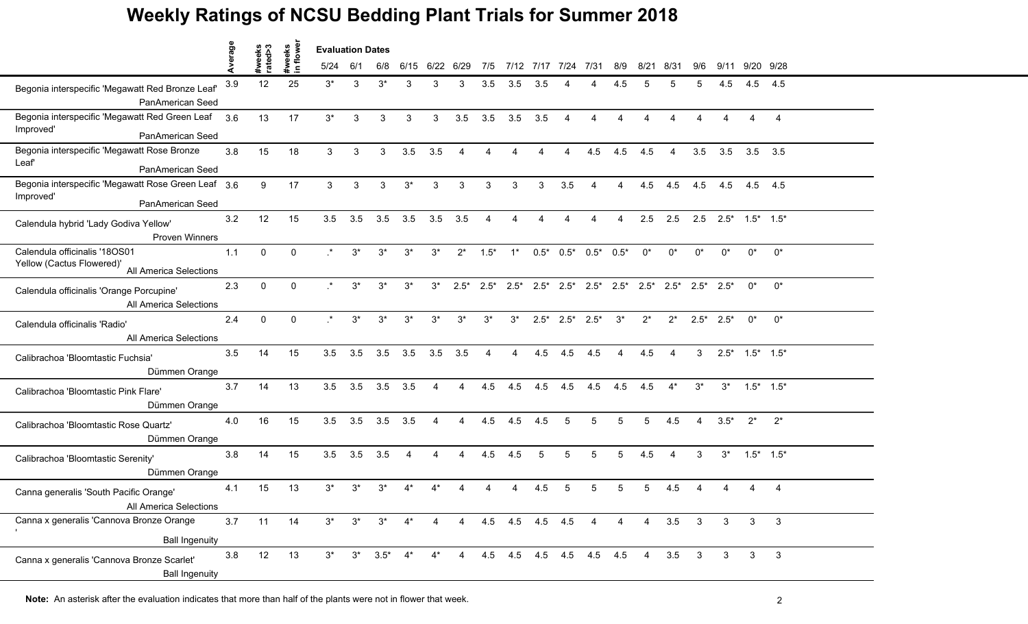# Weekly Ratings of NCSU Bedding Plant Trials for Summer 2018

| | Average | #weeks rated>3 | #weeks in flower | 5/24 | 6/1 | 6/8 | 6/15 | 6/22 | 6/29 | 7/5 | 7/12 | 7/17 | 7/24 | 7/31 | 8/9 | 8/21 | 8/31 | 9/6 | 9/11 | 9/20 | 9/28 |
|---|---|---|---|---|---|---|---|---|---|---|---|---|---|---|---|---|---|---|---|---|---|
| | | | | **Evaluation Dates** | | | | | | | | | | | | | | | | | |
| Begonia interspecific 'Megawatt Red Bronze Leaf' PanAmerican Seed | 3.9 | 12 | 25 | 3* | 3 | 3* | 3 | 3 | 3 | 3.5 | 3.5 | 3.5 | 4 | 4 | 4.5 | 5 | 5 | 5 | 4.5 | 4.5 | 4.5 |
| Begonia interspecific 'Megawatt Red Green Leaf Improved' PanAmerican Seed | 3.6 | 13 | 17 | 3* | 3 | 3 | 3 | 3 | 3.5 | 3.5 | 3.5 | 3.5 | 4 | 4 | 4 | 4 | 4 | 4 | 4 | 4 | 4 |
| Begonia interspecific 'Megawatt Rose Bronze Leaf' PanAmerican Seed | 3.8 | 15 | 18 | 3 | 3 | 3 | 3.5 | 3.5 | 4 | 4 | 4 | 4 | 4 | 4.5 | 4.5 | 4.5 | 4 | 3.5 | 3.5 | 3.5 | 3.5 |
| Begonia interspecific 'Megawatt Rose Green Leaf Improved' PanAmerican Seed | 3.6 | 9 | 17 | 3 | 3 | 3 | 3* | 3 | 3 | 3 | 3 | 3 | 3.5 | 4 | 4 | 4.5 | 4.5 | 4.5 | 4.5 | 4.5 | 4.5 |
| Calendula hybrid 'Lady Godiva Yellow' Proven Winners | 3.2 | 12 | 15 | 3.5 | 3.5 | 3.5 | 3.5 | 3.5 | 3.5 | 4 | 4 | 4 | 4 | 4 | 4 | 2.5 | 2.5 | 2.5 | 2.5* | 1.5* | 1.5* |
| Calendula officinalis '18OS01 Yellow (Cactus Flowered)' All America Selections | 1.1 | 0 | 0 | .* | 3* | 3* | 3* | 3* | 2* | 1.5* | 1* | 0.5* | 0.5* | 0.5* | 0.5* | 0* | 0* | 0* | 0* | 0* | 0* |
| Calendula officinalis 'Orange Porcupine' All America Selections | 2.3 | 0 | 0 | .* | 3* | 3* | 3* | 3* | 2.5* | 2.5* | 2.5* | 2.5* | 2.5* | 2.5* | 2.5* | 2.5* | 2.5* | 2.5* | 2.5* | 0* | 0* |
| Calendula officinalis 'Radio' All America Selections | 2.4 | 0 | 0 | .* | 3* | 3* | 3* | 3* | 3* | 3* | 3* | 2.5* | 2.5* | 2.5* | 3* | 2* | 2* | 2.5* | 2.5* | 0* | 0* |
| Calibrachoa 'Bloomtastic Fuchsia' Dümmen Orange | 3.5 | 14 | 15 | 3.5 | 3.5 | 3.5 | 3.5 | 3.5 | 3.5 | 4 | 4 | 4.5 | 4.5 | 4.5 | 4 | 4.5 | 4 | 3 | 2.5* | 1.5* | 1.5* |
| Calibrachoa 'Bloomtastic Pink Flare' Dümmen Orange | 3.7 | 14 | 13 | 3.5 | 3.5 | 3.5 | 3.5 | 4 | 4 | 4.5 | 4.5 | 4.5 | 4.5 | 4.5 | 4.5 | 4.5 | 4* | 3* | 3* | 1.5* | 1.5* |
| Calibrachoa 'Bloomtastic Rose Quartz' Dümmen Orange | 4.0 | 16 | 15 | 3.5 | 3.5 | 3.5 | 3.5 | 4 | 4 | 4.5 | 4.5 | 4.5 | 5 | 5 | 5 | 5 | 4.5 | 4 | 3.5* | 2* | 2* |
| Calibrachoa 'Bloomtastic Serenity' Dümmen Orange | 3.8 | 14 | 15 | 3.5 | 3.5 | 3.5 | 4 | 4 | 4 | 4.5 | 4.5 | 5 | 5 | 5 | 5 | 4.5 | 4 | 3 | 3* | 1.5* | 1.5* |
| Canna generalis 'South Pacific Orange' All America Selections | 4.1 | 15 | 13 | 3* | 3* | 3* | 4* | 4* | 4 | 4 | 4 | 4.5 | 5 | 5 | 5 | 5 | 4.5 | 4 | 4 | 4 | 4 |
| Canna x generalis 'Cannova Bronze Orange ' Ball Ingenuity | 3.7 | 11 | 14 | 3* | 3* | 3* | 4* | 4 | 4 | 4.5 | 4.5 | 4.5 | 4.5 | 4 | 4 | 4 | 3.5 | 3 | 3 | 3 | 3 |
| Canna x generalis 'Cannova Bronze Scarlet' Ball Ingenuity | 3.8 | 12 | 13 | 3* | 3* | 3.5* | 4* | 4* | 4 | 4.5 | 4.5 | 4.5 | 4.5 | 4.5 | 4.5 | 4 | 3.5 | 3 | 3 | 3 | 3 |

**Note:** An asterisk after the evaluation indicates that more than half of the plants were not in flower that week.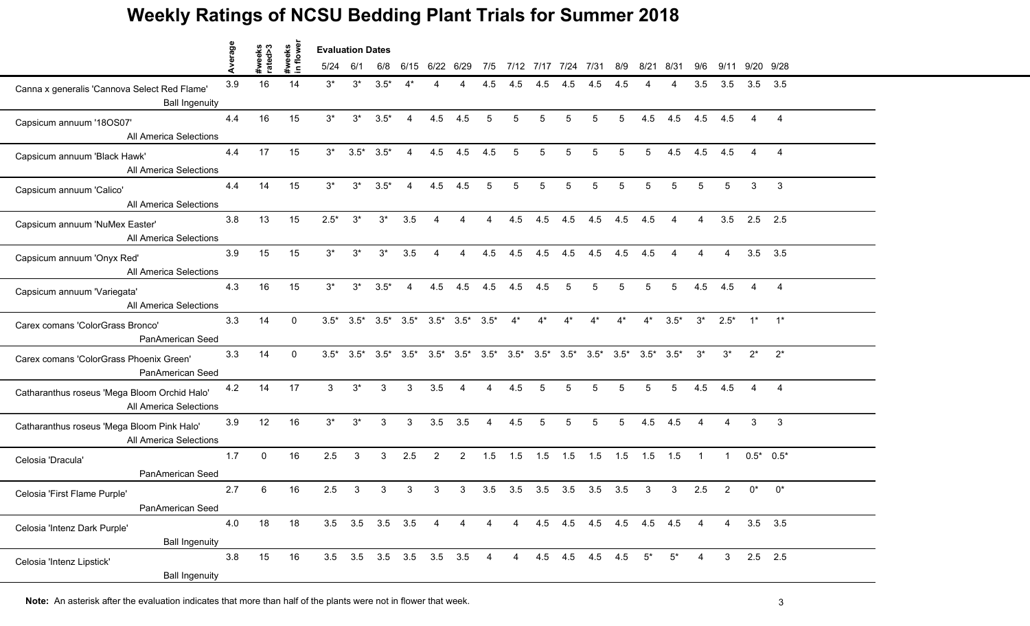# Weekly Ratings of NCSU Bedding Plant Trials for Summer 2018

| | Average | #weeks rated>3 | #weeks in flower | 5/24 | 6/1 | 6/8 | 6/15 | 6/22 | 6/29 | 7/5 | 7/12 | 7/17 | 7/24 | 7/31 | 8/9 | 8/21 | 8/31 | 9/6 | 9/11 | 9/20 | 9/28 |
|---|---|---|---|---|---|---|---|---|---|---|---|---|---|---|---|---|---|---|---|---|---|
| | | | | **Evaluation Dates** | | | | | | | | | | | | | | | | | |
| Canna x generalis 'Cannova Select Red Flame' Ball Ingenuity | 3.9 | 16 | 14 | 3* | 3* | 3.5* | 4* | 4 | 4 | 4.5 | 4.5 | 4.5 | 4.5 | 4.5 | 4.5 | 4 | 4 | 3.5 | 3.5 | 3.5 | 3.5 |
| Capsicum annuum '18OS07' All America Selections | 4.4 | 16 | 15 | 3* | 3* | 3.5* | 4 | 4.5 | 4.5 | 5 | 5 | 5 | 5 | 5 | 5 | 4.5 | 4.5 | 4.5 | 4.5 | 4 | 4 |
| Capsicum annuum 'Black Hawk' All America Selections | 4.4 | 17 | 15 | 3* | 3.5* | 3.5* | 4 | 4.5 | 4.5 | 4.5 | 5 | 5 | 5 | 5 | 5 | 5 | 4.5 | 4.5 | 4.5 | 4 | 4 |
| Capsicum annuum 'Calico' All America Selections | 4.4 | 14 | 15 | 3* | 3* | 3.5* | 4 | 4.5 | 4.5 | 5 | 5 | 5 | 5 | 5 | 5 | 5 | 5 | 5 | 5 | 3 | 3 |
| Capsicum annuum 'NuMex Easter' All America Selections | 3.8 | 13 | 15 | 2.5* | 3* | 3* | 3.5 | 4 | 4 | 4 | 4.5 | 4.5 | 4.5 | 4.5 | 4.5 | 4.5 | 4 | 4 | 3.5 | 2.5 | 2.5 |
| Capsicum annuum 'Onyx Red' All America Selections | 3.9 | 15 | 15 | 3* | 3* | 3* | 3.5 | 4 | 4 | 4.5 | 4.5 | 4.5 | 4.5 | 4.5 | 4.5 | 4.5 | 4 | 4 | 4 | 3.5 | 3.5 |
| Capsicum annuum 'Variegata' All America Selections | 4.3 | 16 | 15 | 3* | 3* | 3.5* | 4 | 4.5 | 4.5 | 4.5 | 4.5 | 4.5 | 5 | 5 | 5 | 5 | 5 | 4.5 | 4.5 | 4 | 4 |
| Carex comans 'ColorGrass Bronco' PanAmerican Seed | 3.3 | 14 | 0 | 3.5* | 3.5* | 3.5* | 3.5* | 3.5* | 3.5* | 3.5* | 4* | 4* | 4* | 4* | 4* | 4* | 3.5* | 3* | 2.5* | 1* | 1* |
| Carex comans 'ColorGrass Phoenix Green' PanAmerican Seed | 3.3 | 14 | 0 | 3.5* | 3.5* | 3.5* | 3.5* | 3.5* | 3.5* | 3.5* | 3.5* | 3.5* | 3.5* | 3.5* | 3.5* | 3.5* | 3.5* | 3* | 3* | 2* | 2* |
| Catharanthus roseus 'Mega Bloom Orchid Halo' All America Selections | 4.2 | 14 | 17 | 3 | 3* | 3 | 3 | 3.5 | 4 | 4 | 4.5 | 5 | 5 | 5 | 5 | 5 | 5 | 4.5 | 4.5 | 4 | 4 |
| Catharanthus roseus 'Mega Bloom Pink Halo' All America Selections | 3.9 | 12 | 16 | 3* | 3* | 3 | 3 | 3.5 | 3.5 | 4 | 4.5 | 5 | 5 | 5 | 5 | 4.5 | 4.5 | 4 | 4 | 3 | 3 |
| Celosia 'Dracula' PanAmerican Seed | 1.7 | 0 | 16 | 2.5 | 3 | 3 | 2.5 | 2 | 2 | 1.5 | 1.5 | 1.5 | 1.5 | 1.5 | 1.5 | 1.5 | 1.5 | 1 | 1 | 0.5* | 0.5* |
| Celosia 'First Flame Purple' PanAmerican Seed | 2.7 | 6 | 16 | 2.5 | 3 | 3 | 3 | 3 | 3 | 3.5 | 3.5 | 3.5 | 3.5 | 3.5 | 3.5 | 3 | 3 | 2.5 | 2 | 0* | 0* |
| Celosia 'Intenz Dark Purple' Ball Ingenuity | 4.0 | 18 | 18 | 3.5 | 3.5 | 3.5 | 3.5 | 4 | 4 | 4 | 4 | 4.5 | 4.5 | 4.5 | 4.5 | 4.5 | 4.5 | 4 | 4 | 3.5 | 3.5 |
| Celosia 'Intenz Lipstick' Ball Ingenuity | 3.8 | 15 | 16 | 3.5 | 3.5 | 3.5 | 3.5 | 3.5 | 3.5 | 4 | 4 | 4.5 | 4.5 | 4.5 | 4.5 | 5* | 5* | 4 | 3 | 2.5 | 2.5 |

**Note:** An asterisk after the evaluation indicates that more than half of the plants were not in flower that week.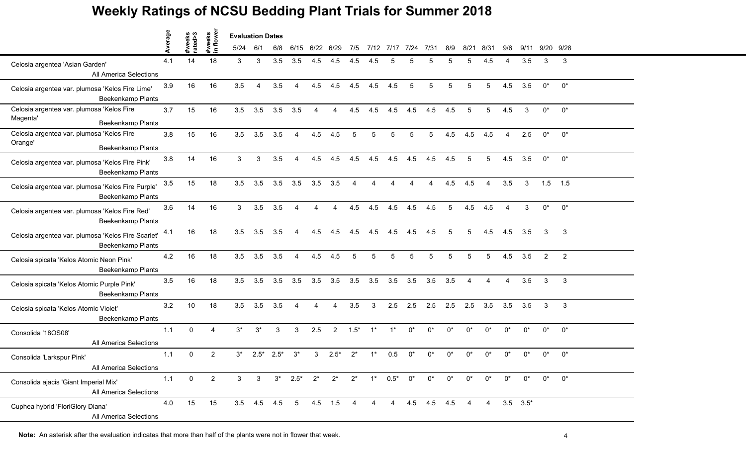# Weekly Ratings of NCSU Bedding Plant Trials for Summer 2018

| | Average | #weeks rated>3 | #weeks in flower | 5/24 | 6/1 | 6/8 | 6/15 | 6/22 | 6/29 | 7/5 | 7/12 | 7/17 | 7/24 | 7/31 | 8/9 | 8/21 | 8/31 | 9/6 | 9/11 | 9/20 | 9/28 |
|---|---|---|---|---|---|---|---|---|---|---|---|---|---|---|---|---|---|---|---|---|---|
| | | | | Evaluation Dates | | | | | | | | | | | | | | | | | |
| Celosia argentea 'Asian Garden' All America Selections | 4.1 | 14 | 18 | 3 | 3 | 3.5 | 3.5 | 4.5 | 4.5 | 4.5 | 4.5 | 5 | 5 | 5 | 5 | 5 | 4.5 | 4 | 3.5 | 3 | 3 |
| Celosia argentea var. plumosa 'Kelos Fire Lime' Beekenkamp Plants | 3.9 | 16 | 16 | 3.5 | 4 | 3.5 | 4 | 4.5 | 4.5 | 4.5 | 4.5 | 4.5 | 5 | 5 | 5 | 5 | 5 | 4.5 | 3.5 | 0* | 0* |
| Celosia argentea var. plumosa 'Kelos Fire Magenta' Beekenkamp Plants | 3.7 | 15 | 16 | 3.5 | 3.5 | 3.5 | 3.5 | 4 | 4 | 4.5 | 4.5 | 4.5 | 4.5 | 4.5 | 4.5 | 5 | 5 | 4.5 | 3 | 0* | 0* |
| Celosia argentea var. plumosa 'Kelos Fire Orange' Beekenkamp Plants | 3.8 | 15 | 16 | 3.5 | 3.5 | 3.5 | 4 | 4.5 | 4.5 | 5 | 5 | 5 | 5 | 5 | 4.5 | 4.5 | 4.5 | 4 | 2.5 | 0* | 0* |
| Celosia argentea var. plumosa 'Kelos Fire Pink' Beekenkamp Plants | 3.8 | 14 | 16 | 3 | 3 | 3.5 | 4 | 4.5 | 4.5 | 4.5 | 4.5 | 4.5 | 4.5 | 4.5 | 4.5 | 5 | 5 | 4.5 | 3.5 | 0* | 0* |
| Celosia argentea var. plumosa 'Kelos Fire Purple' Beekenkamp Plants | 3.5 | 15 | 18 | 3.5 | 3.5 | 3.5 | 3.5 | 3.5 | 3.5 | 4 | 4 | 4 | 4 | 4 | 4.5 | 4.5 | 4 | 3.5 | 3 | 1.5 | 1.5 |
| Celosia argentea var. plumosa 'Kelos Fire Red' Beekenkamp Plants | 3.6 | 14 | 16 | 3 | 3.5 | 3.5 | 4 | 4 | 4 | 4.5 | 4.5 | 4.5 | 4.5 | 4.5 | 5 | 4.5 | 4.5 | 4 | 3 | 0* | 0* |
| Celosia argentea var. plumosa 'Kelos Fire Scarlet' Beekenkamp Plants | 4.1 | 16 | 18 | 3.5 | 3.5 | 3.5 | 4 | 4.5 | 4.5 | 4.5 | 4.5 | 4.5 | 4.5 | 4.5 | 5 | 5 | 4.5 | 4.5 | 3.5 | 3 | 3 |
| Celosia spicata 'Kelos Atomic Neon Pink' Beekenkamp Plants | 4.2 | 16 | 18 | 3.5 | 3.5 | 3.5 | 4 | 4.5 | 4.5 | 5 | 5 | 5 | 5 | 5 | 5 | 5 | 5 | 4.5 | 3.5 | 2 | 2 |
| Celosia spicata 'Kelos Atomic Purple Pink' Beekenkamp Plants | 3.5 | 16 | 18 | 3.5 | 3.5 | 3.5 | 3.5 | 3.5 | 3.5 | 3.5 | 3.5 | 3.5 | 3.5 | 3.5 | 3.5 | 4 | 4 | 4 | 3.5 | 3 | 3 |
| Celosia spicata 'Kelos Atomic Violet' Beekenkamp Plants | 3.2 | 10 | 18 | 3.5 | 3.5 | 3.5 | 4 | 4 | 4 | 3.5 | 3 | 2.5 | 2.5 | 2.5 | 2.5 | 2.5 | 3.5 | 3.5 | 3.5 | 3 | 3 |
| Consolida '18OS08' All America Selections | 1.1 | 0 | 4 | 3* | 3* | 3 | 3 | 2.5 | 2 | 1.5* | 1* | 1* | 0* | 0* | 0* | 0* | 0* | 0* | 0* | 0* | 0* |
| Consolida 'Larkspur Pink' All America Selections | 1.1 | 0 | 2 | 3* | 2.5* | 2.5* | 3* | 3 | 2.5* | 2* | 1* | 0.5 | 0* | 0* | 0* | 0* | 0* | 0* | 0* | 0* | 0* |
| Consolida ajacis 'Giant Imperial Mix' All America Selections | 1.1 | 0 | 2 | 3 | 3 | 3* | 2.5* | 2* | 2* | 2* | 1* | 0.5* | 0* | 0* | 0* | 0* | 0* | 0* | 0* | 0* | 0* |
| Cuphea hybrid 'FloriGlory Diana' All America Selections | 4.0 | 15 | 15 | 3.5 | 4.5 | 4.5 | 5 | 4.5 | 1.5 | 4 | 4 | 4 | 4.5 | 4.5 | 4.5 | 4 | 4 | 3.5 | 3.5* | | |

**Note:** An asterisk after the evaluation indicates that more than half of the plants were not in flower that week.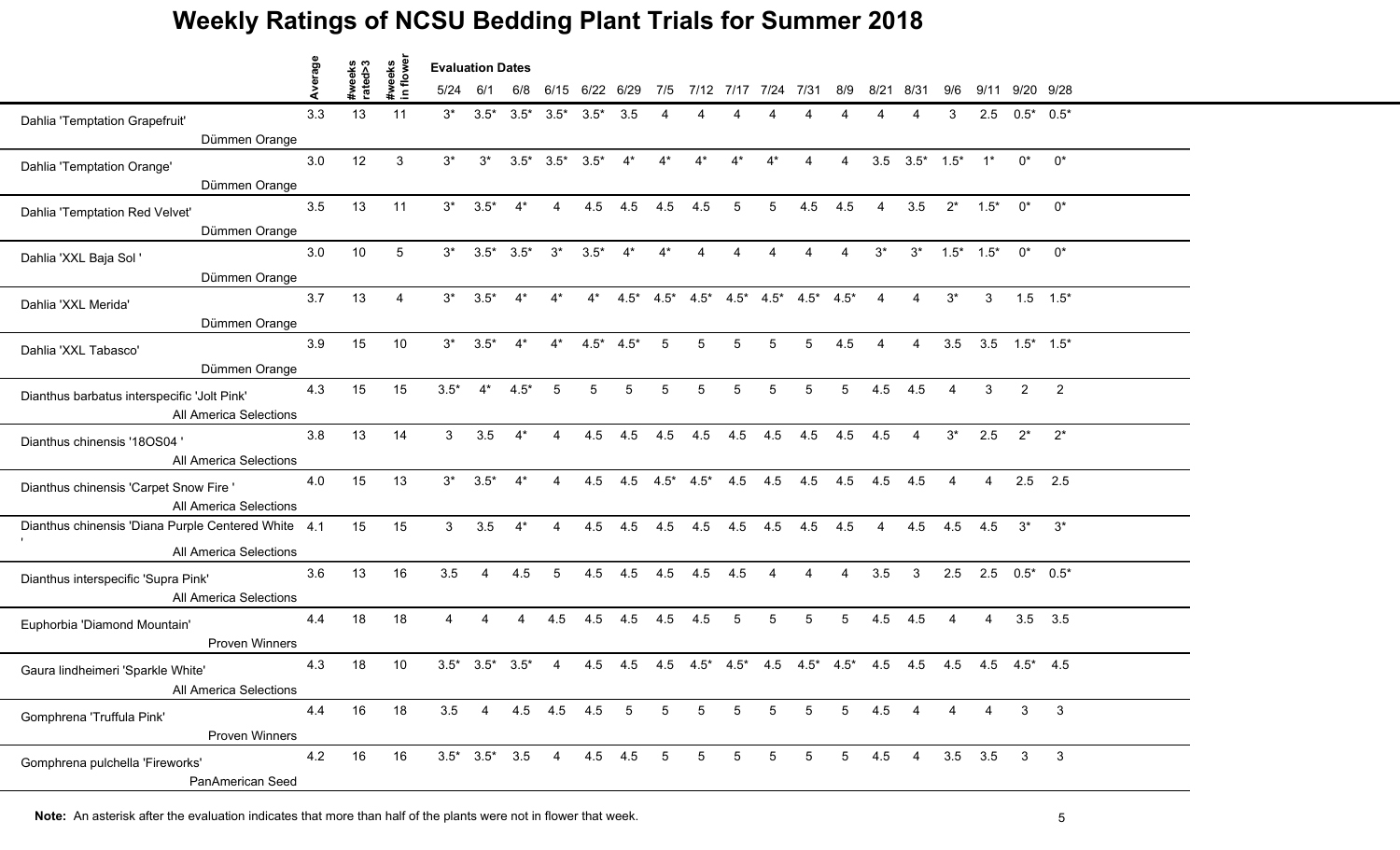# Weekly Ratings of NCSU Bedding Plant Trials for Summer 2018

| | Average | #weeks rated>3 | #weeks in flower | Evaluation Dates 5/24 | 6/1 | 6/8 | 6/15 | 6/22 | 6/29 | 7/5 | 7/12 | 7/17 | 7/24 | 7/31 | 8/9 | 8/21 | 8/31 | 9/6 | 9/11 | 9/20 | 9/28 |
|---|---|---|---|---|---|---|---|---|---|---|---|---|---|---|---|---|---|---|---|---|---|
| Dahlia 'Temptation Grapefruit' Dümmen Orange | 3.3 | 13 | 11 | 3* | 3.5* | 3.5* | 3.5* | 3.5* | 3.5 | 4 | 4 | 4 | 4 | 4 | 4 | 4 | 4 | 3 | 2.5 | 0.5* | 0.5* |
| Dahlia 'Temptation Orange' Dümmen Orange | 3.0 | 12 | 3 | 3* | 3* | 3.5* | 3.5* | 3.5* | 4* | 4* | 4* | 4* | 4* | 4 | 4 | 3.5 | 3.5* | 1.5* | 1* | 0* | 0* |
| Dahlia 'Temptation Red Velvet' Dümmen Orange | 3.5 | 13 | 11 | 3* | 3.5* | 4* | 4 | 4.5 | 4.5 | 4.5 | 4.5 | 5 | 5 | 4.5 | 4.5 | 4 | 3.5 | 2* | 1.5* | 0* | 0* |
| Dahlia 'XXL Baja Sol ' Dümmen Orange | 3.0 | 10 | 5 | 3* | 3.5* | 3.5* | 3* | 3.5* | 4* | 4* | 4 | 4 | 4 | 4 | 4 | 3* | 3* | 1.5* | 1.5* | 0* | 0* |
| Dahlia 'XXL Merida' Dümmen Orange | 3.7 | 13 | 4 | 3* | 3.5* | 4* | 4* | 4* | 4.5* | 4.5* | 4.5* | 4.5* | 4.5* | 4.5* | 4.5* | 4 | 4 | 3* | 3 | 1.5 | 1.5* |
| Dahlia 'XXL Tabasco' Dümmen Orange | 3.9 | 15 | 10 | 3* | 3.5* | 4* | 4* | 4.5* | 4.5* | 5 | 5 | 5 | 5 | 5 | 4.5 | 4 | 4 | 3.5 | 3.5 | 1.5* | 1.5* |
| Dianthus barbatus interspecific 'Jolt Pink' All America Selections | 4.3 | 15 | 15 | 3.5* | 4* | 4.5* | 5 | 5 | 5 | 5 | 5 | 5 | 5 | 5 | 5 | 4.5 | 4.5 | 4 | 3 | 2 | 2 |
| Dianthus chinensis '18OS04 ' All America Selections | 3.8 | 13 | 14 | 3 | 3.5 | 4* | 4 | 4.5 | 4.5 | 4.5 | 4.5 | 4.5 | 4.5 | 4.5 | 4.5 | 4.5 | 4 | 3* | 2.5 | 2* | 2* |
| Dianthus chinensis 'Carpet Snow Fire ' All America Selections | 4.0 | 15 | 13 | 3* | 3.5* | 4* | 4 | 4.5 | 4.5 | 4.5* | 4.5* | 4.5 | 4.5 | 4.5 | 4.5 | 4.5 | 4.5 | 4 | 4 | 2.5 | 2.5 |
| Dianthus chinensis 'Diana Purple Centered White ' All America Selections | 4.1 | 15 | 15 | 3 | 3.5 | 4* | 4 | 4.5 | 4.5 | 4.5 | 4.5 | 4.5 | 4.5 | 4.5 | 4.5 | 4 | 4.5 | 4.5 | 4.5 | 3* | 3* |
| Dianthus interspecific 'Supra Pink' All America Selections | 3.6 | 13 | 16 | 3.5 | 4 | 4.5 | 5 | 4.5 | 4.5 | 4.5 | 4.5 | 4.5 | 4 | 4 | 4 | 3.5 | 3 | 2.5 | 2.5 | 0.5* | 0.5* |
| Euphorbia 'Diamond Mountain' Proven Winners | 4.4 | 18 | 18 | 4 | 4 | 4 | 4.5 | 4.5 | 4.5 | 4.5 | 4.5 | 5 | 5 | 5 | 5 | 4.5 | 4.5 | 4 | 4 | 3.5 | 3.5 |
| Gaura lindheimeri 'Sparkle White' All America Selections | 4.3 | 18 | 10 | 3.5* | 3.5* | 3.5* | 4 | 4.5 | 4.5 | 4.5 | 4.5* | 4.5* | 4.5 | 4.5* | 4.5* | 4.5 | 4.5 | 4.5 | 4.5 | 4.5* | 4.5 |
| Gomphrena 'Truffula Pink' Proven Winners | 4.4 | 16 | 18 | 3.5 | 4 | 4.5 | 4.5 | 4.5 | 5 | 5 | 5 | 5 | 5 | 5 | 5 | 4.5 | 4 | 4 | 4 | 3 | 3 |
| Gomphrena pulchella 'Fireworks' PanAmerican Seed | 4.2 | 16 | 16 | 3.5* | 3.5* | 3.5 | 4 | 4.5 | 4.5 | 5 | 5 | 5 | 5 | 5 | 5 | 4.5 | 4 | 3.5 | 3.5 | 3 | 3 |

**Note:** An asterisk after the evaluation indicates that more than half of the plants were not in flower that week.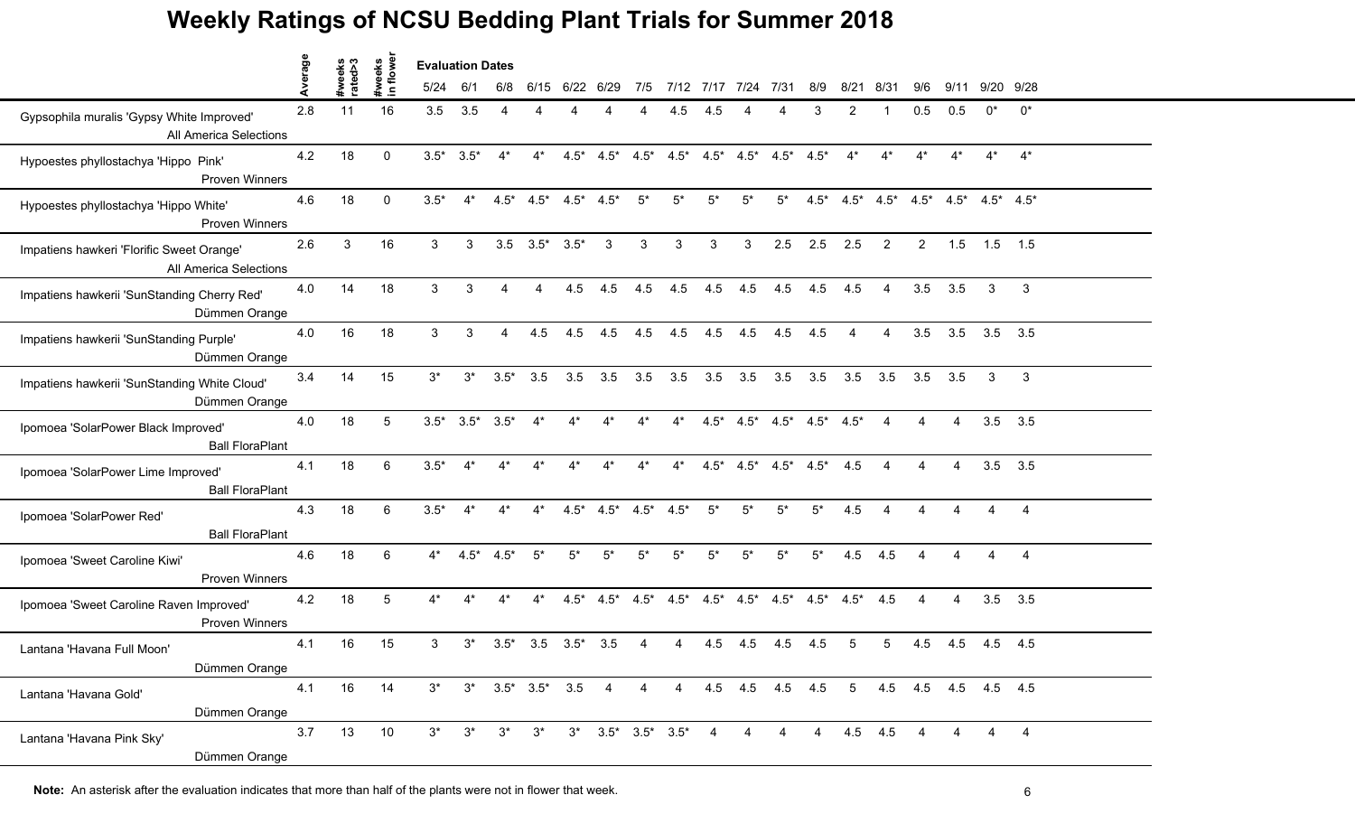# Weekly Ratings of NCSU Bedding Plant Trials for Summer 2018

| | Average | #weeks rated>3 | #weeks in flower | Evaluation Dates 5/24 | 6/1 | 6/8 | 6/15 | 6/22 | 6/29 | 7/5 | 7/12 | 7/17 | 7/24 | 7/31 | 8/9 | 8/21 | 8/31 | 9/6 | 9/11 | 9/20 | 9/28 |
|---|---|---|---|---|---|---|---|---|---|---|---|---|---|---|---|---|---|---|---|---|---|
| Gypsophila muralis 'Gypsy White Improved' All America Selections | 2.8 | 11 | 16 | 3.5 | 3.5 | 4 | 4 | 4 | 4 | 4 | 4.5 | 4.5 | 4 | 4 | 3 | 2 | 1 | 0.5 | 0.5 | 0* | 0* |
| Hypoestes phyllostachya 'Hippo Pink' Proven Winners | 4.2 | 18 | 0 | 3.5* | 3.5* | 4* | 4* | 4.5* | 4.5* | 4.5* | 4.5* | 4.5* | 4.5* | 4.5* | 4.5* | 4* | 4* | 4* | 4* | 4* | 4* |
| Hypoestes phyllostachya 'Hippo White' Proven Winners | 4.6 | 18 | 0 | 3.5* | 4* | 4.5* | 4.5* | 4.5* | 4.5* | 5* | 5* | 5* | 5* | 5* | 4.5* | 4.5* | 4.5* | 4.5* | 4.5* | 4.5* | 4.5* |
| Impatiens hawkeri 'Florific Sweet Orange' All America Selections | 2.6 | 3 | 16 | 3 | 3 | 3.5 | 3.5* | 3.5* | 3 | 3 | 3 | 3 | 3 | 2.5 | 2.5 | 2.5 | 2 | 2 | 1.5 | 1.5 | 1.5 |
| Impatiens hawkerii 'SunStanding Cherry Red' Dümmen Orange | 4.0 | 14 | 18 | 3 | 3 | 4 | 4 | 4.5 | 4.5 | 4.5 | 4.5 | 4.5 | 4.5 | 4.5 | 4.5 | 4.5 | 4 | 3.5 | 3.5 | 3 | 3 |
| Impatiens hawkerii 'SunStanding Purple' Dümmen Orange | 4.0 | 16 | 18 | 3 | 3 | 4 | 4.5 | 4.5 | 4.5 | 4.5 | 4.5 | 4.5 | 4.5 | 4.5 | 4.5 | 4 | 4 | 3.5 | 3.5 | 3.5 | 3.5 |
| Impatiens hawkerii 'SunStanding White Cloud' Dümmen Orange | 3.4 | 14 | 15 | 3* | 3* | 3.5* | 3.5 | 3.5 | 3.5 | 3.5 | 3.5 | 3.5 | 3.5 | 3.5 | 3.5 | 3.5 | 3.5 | 3.5 | 3.5 | 3 | 3 |
| Ipomoea 'SolarPower Black Improved' Ball FloraPlant | 4.0 | 18 | 5 | 3.5* | 3.5* | 3.5* | 4* | 4* | 4* | 4* | 4* | 4.5* | 4.5* | 4.5* | 4.5* | 4.5* | 4 | 4 | 4 | 3.5 | 3.5 |
| Ipomoea 'SolarPower Lime Improved' Ball FloraPlant | 4.1 | 18 | 6 | 3.5* | 4* | 4* | 4* | 4* | 4* | 4* | 4* | 4.5* | 4.5* | 4.5* | 4.5* | 4.5 | 4 | 4 | 4 | 3.5 | 3.5 |
| Ipomoea 'SolarPower Red' Ball FloraPlant | 4.3 | 18 | 6 | 3.5* | 4* | 4* | 4* | 4.5* | 4.5* | 4.5* | 4.5* | 5* | 5* | 5* | 5* | 4.5 | 4 | 4 | 4 | 4 | 4 |
| Ipomoea 'Sweet Caroline Kiwi' Proven Winners | 4.6 | 18 | 6 | 4* | 4.5* | 4.5* | 5* | 5* | 5* | 5* | 5* | 5* | 5* | 5* | 5* | 4.5 | 4.5 | 4 | 4 | 4 | 4 |
| Ipomoea 'Sweet Caroline Raven Improved' Proven Winners | 4.2 | 18 | 5 | 4* | 4* | 4* | 4* | 4.5* | 4.5* | 4.5* | 4.5* | 4.5* | 4.5* | 4.5* | 4.5* | 4.5* | 4.5 | 4 | 4 | 3.5 | 3.5 |
| Lantana 'Havana Full Moon' Dümmen Orange | 4.1 | 16 | 15 | 3 | 3* | 3.5* | 3.5 | 3.5* | 3.5 | 4 | 4 | 4.5 | 4.5 | 4.5 | 4.5 | 5 | 5 | 4.5 | 4.5 | 4.5 | 4.5 |
| Lantana 'Havana Gold' Dümmen Orange | 4.1 | 16 | 14 | 3* | 3* | 3.5* | 3.5* | 3.5 | 4 | 4 | 4 | 4.5 | 4.5 | 4.5 | 4.5 | 5 | 4.5 | 4.5 | 4.5 | 4.5 | 4.5 |
| Lantana 'Havana Pink Sky' Dümmen Orange | 3.7 | 13 | 10 | 3* | 3* | 3* | 3* | 3* | 3.5* | 3.5* | 3.5* | 4 | 4 | 4 | 4 | 4.5 | 4.5 | 4 | 4 | 4 | 4 |

**Note:** An asterisk after the evaluation indicates that more than half of the plants were not in flower that week.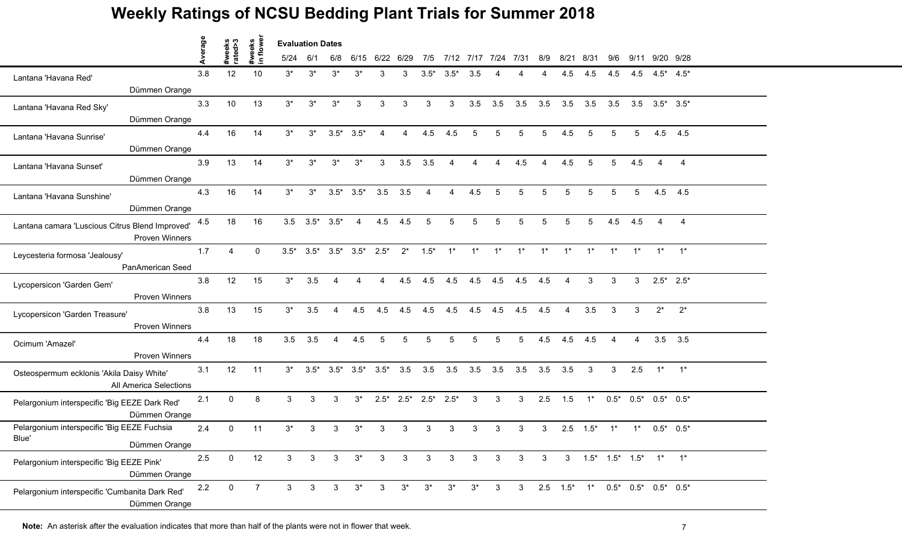# Weekly Ratings of NCSU Bedding Plant Trials for Summer 2018

| | Average | #weeks rated>3 | #weeks in flower | 5/24 | 6/1 | 6/8 | 6/15 | 6/22 | 6/29 | 7/5 | 7/12 | 7/17 | 7/24 | 7/31 | 8/9 | 8/21 | 8/31 | 9/6 | 9/11 | 9/20 | 9/28 |
|---|---|---|---|---|---|---|---|---|---|---|---|---|---|---|---|---|---|---|---|---|---|
| | | | | Evaluation Dates | | | | | | | | | | | | | | | | | |
| Lantana 'Havana Red' Dümmen Orange | 3.8 | 12 | 10 | 3* | 3* | 3* | 3* | 3 | 3 | 3.5* | 3.5* | 3.5 | 4 | 4 | 4 | 4.5 | 4.5 | 4.5 | 4.5 | 4.5* | 4.5* |
| Lantana 'Havana Red Sky' Dümmen Orange | 3.3 | 10 | 13 | 3* | 3* | 3* | 3 | 3 | 3 | 3 | 3 | 3.5 | 3.5 | 3.5 | 3.5 | 3.5 | 3.5 | 3.5 | 3.5 | 3.5* | 3.5* |
| Lantana 'Havana Sunrise' Dümmen Orange | 4.4 | 16 | 14 | 3* | 3* | 3.5* | 3.5* | 4 | 4 | 4.5 | 4.5 | 5 | 5 | 5 | 5 | 4.5 | 5 | 5 | 5 | 4.5 | 4.5 |
| Lantana 'Havana Sunset' Dümmen Orange | 3.9 | 13 | 14 | 3* | 3* | 3* | 3* | 3 | 3.5 | 3.5 | 4 | 4 | 4 | 4.5 | 4 | 4.5 | 5 | 5 | 4.5 | 4 | 4 |
| Lantana 'Havana Sunshine' Dümmen Orange | 4.3 | 16 | 14 | 3* | 3* | 3.5* | 3.5* | 3.5 | 3.5 | 4 | 4 | 4.5 | 5 | 5 | 5 | 5 | 5 | 5 | 5 | 4.5 | 4.5 |
| Lantana camara 'Luscious Citrus Blend Improved' Proven Winners | 4.5 | 18 | 16 | 3.5 | 3.5* | 3.5* | 4 | 4.5 | 4.5 | 5 | 5 | 5 | 5 | 5 | 5 | 5 | 5 | 4.5 | 4.5 | 4 | 4 |
| Leycesteria formosa 'Jealousy' PanAmerican Seed | 1.7 | 4 | 0 | 3.5* | 3.5* | 3.5* | 3.5* | 2.5* | 2* | 1.5* | 1* | 1* | 1* | 1* | 1* | 1* | 1* | 1* | 1* | 1* | 1* |
| Lycopersicon 'Garden Gem' Proven Winners | 3.8 | 12 | 15 | 3* | 3.5 | 4 | 4 | 4 | 4.5 | 4.5 | 4.5 | 4.5 | 4.5 | 4.5 | 4.5 | 4 | 3 | 3 | 3 | 2.5* | 2.5* |
| Lycopersicon 'Garden Treasure' Proven Winners | 3.8 | 13 | 15 | 3* | 3.5 | 4 | 4.5 | 4.5 | 4.5 | 4.5 | 4.5 | 4.5 | 4.5 | 4.5 | 4.5 | 4 | 3.5 | 3 | 3 | 2* | 2* |
| Ocimum 'Amazel' Proven Winners | 4.4 | 18 | 18 | 3.5 | 3.5 | 4 | 4.5 | 5 | 5 | 5 | 5 | 5 | 5 | 5 | 4.5 | 4.5 | 4.5 | 4 | 4 | 3.5 | 3.5 |
| Osteospermum ecklonis 'Akila Daisy White' All America Selections | 3.1 | 12 | 11 | 3* | 3.5* | 3.5* | 3.5* | 3.5* | 3.5 | 3.5 | 3.5 | 3.5 | 3.5 | 3.5 | 3.5 | 3.5 | 3 | 3 | 2.5 | 1* | 1* |
| Pelargonium interspecific 'Big EEZE Dark Red' Dümmen Orange | 2.1 | 0 | 8 | 3 | 3 | 3 | 3* | 2.5* | 2.5* | 2.5* | 2.5* | 3 | 3 | 3 | 2.5 | 1.5 | 1* | 0.5* | 0.5* | 0.5* | 0.5* |
| Pelargonium interspecific 'Big EEZE Fuchsia Blue' Dümmen Orange | 2.4 | 0 | 11 | 3* | 3 | 3 | 3* | 3 | 3 | 3 | 3 | 3 | 3 | 3 | 3 | 2.5 | 1.5* | 1* | 1* | 0.5* | 0.5* |
| Pelargonium interspecific 'Big EEZE Pink' Dümmen Orange | 2.5 | 0 | 12 | 3 | 3 | 3 | 3* | 3 | 3 | 3 | 3 | 3 | 3 | 3 | 3 | 3 | 1.5* | 1.5* | 1.5* | 1* | 1* |
| Pelargonium interspecific 'Cumbanita Dark Red' Dümmen Orange | 2.2 | 0 | 7 | 3 | 3 | 3 | 3* | 3 | 3* | 3* | 3* | 3* | 3 | 3 | 2.5 | 1.5* | 1* | 0.5* | 0.5* | 0.5* | 0.5* |

**Note:** An asterisk after the evaluation indicates that more than half of the plants were not in flower that week.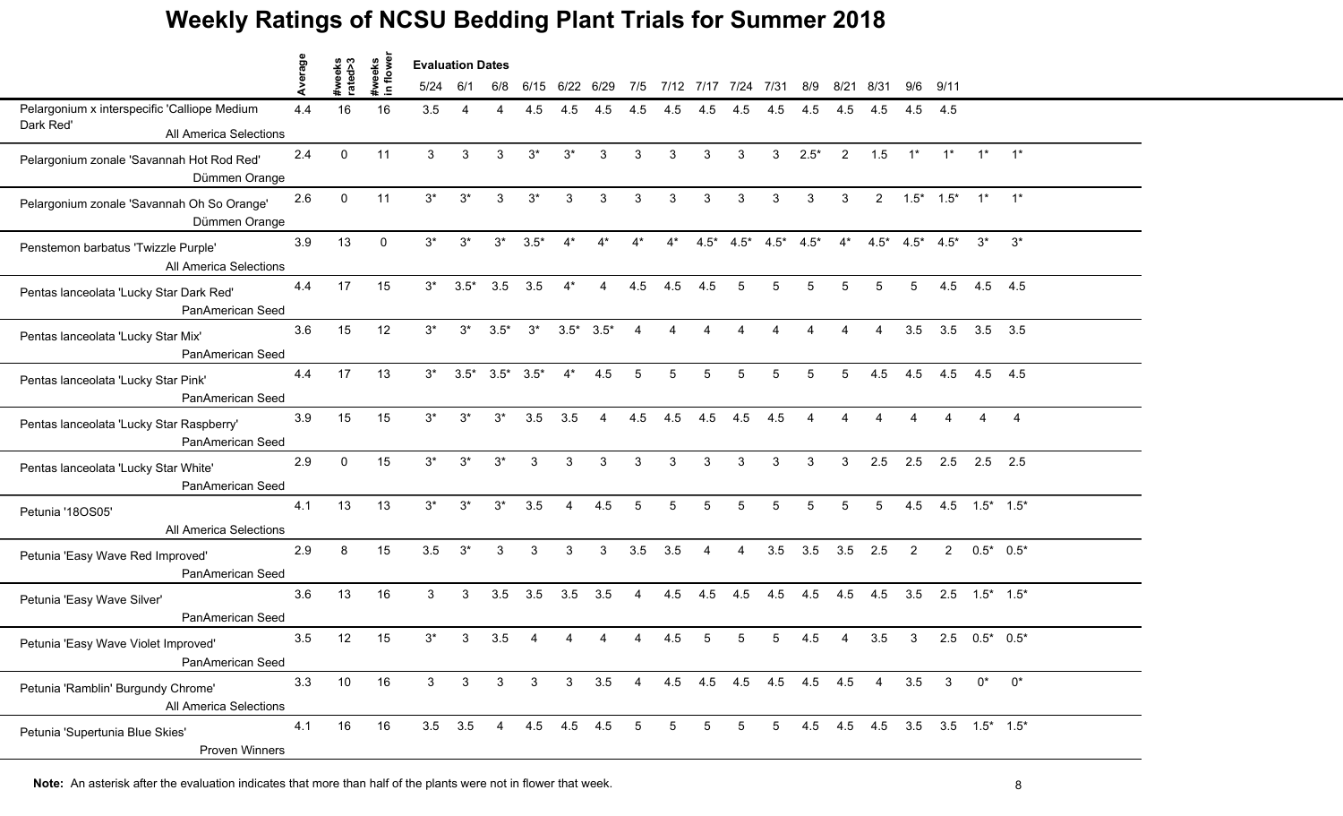# Weekly Ratings of NCSU Bedding Plant Trials for Summer 2018

| | Average | #weeks rated>3 | #weeks in flower | Evaluation Dates 5/24 | 6/1 | 6/8 | 6/15 | 6/22 | 6/29 | 7/5 | 7/12 | 7/17 | 7/24 | 7/31 | 8/9 | 8/21 | 8/31 | 9/6 | 9/11 | | |
|---|---|---|---|---|---|---|---|---|---|---|---|---|---|---|---|---|---|---|---|---|---|
| Pelargonium x interspecific 'Calliope Medium Dark Red' All America Selections | 4.4 | 16 | 16 | 3.5 | 4 | 4 | 4.5 | 4.5 | 4.5 | 4.5 | 4.5 | 4.5 | 4.5 | 4.5 | 4.5 | 4.5 | 4.5 | 4.5 | 4.5 | | |
| Pelargonium zonale 'Savannah Hot Rod Red' Dümmen Orange | 2.4 | 0 | 11 | 3 | 3 | 3 | 3* | 3* | 3 | 3 | 3 | 3 | 3 | 3 | 2.5* | 2 | 1.5 | 1* | 1* | 1* | 1* |
| Pelargonium zonale 'Savannah Oh So Orange' Dümmen Orange | 2.6 | 0 | 11 | 3* | 3* | 3 | 3* | 3 | 3 | 3 | 3 | 3 | 3 | 3 | 3 | 3 | 2 | 1.5* | 1.5* | 1* | 1* |
| Penstemon barbatus 'Twizzle Purple' All America Selections | 3.9 | 13 | 0 | 3* | 3* | 3* | 3.5* | 4* | 4* | 4* | 4* | 4.5* | 4.5* | 4.5* | 4.5* | 4* | 4.5* | 4.5* | 4.5* | 3* | 3* |
| Pentas lanceolata 'Lucky Star Dark Red' PanAmerican Seed | 4.4 | 17 | 15 | 3* | 3.5* | 3.5 | 3.5 | 4* | 4 | 4.5 | 4.5 | 4.5 | 5 | 5 | 5 | 5 | 5 | 5 | 4.5 | 4.5 | 4.5 |
| Pentas lanceolata 'Lucky Star Mix' PanAmerican Seed | 3.6 | 15 | 12 | 3* | 3* | 3.5* | 3* | 3.5* | 3.5* | 4 | 4 | 4 | 4 | 4 | 4 | 4 | 4 | 3.5 | 3.5 | 3.5 | 3.5 |
| Pentas lanceolata 'Lucky Star Pink' PanAmerican Seed | 4.4 | 17 | 13 | 3* | 3.5* | 3.5* | 3.5* | 4* | 4.5 | 5 | 5 | 5 | 5 | 5 | 5 | 5 | 4.5 | 4.5 | 4.5 | 4.5 | 4.5 |
| Pentas lanceolata 'Lucky Star Raspberry' PanAmerican Seed | 3.9 | 15 | 15 | 3* | 3* | 3* | 3.5 | 3.5 | 4 | 4.5 | 4.5 | 4.5 | 4.5 | 4.5 | 4 | 4 | 4 | 4 | 4 | 4 | 4 |
| Pentas lanceolata 'Lucky Star White' PanAmerican Seed | 2.9 | 0 | 15 | 3* | 3* | 3* | 3 | 3 | 3 | 3 | 3 | 3 | 3 | 3 | 3 | 3 | 2.5 | 2.5 | 2.5 | 2.5 | 2.5 |
| Petunia '18OS05' All America Selections | 4.1 | 13 | 13 | 3* | 3* | 3* | 3.5 | 4 | 4.5 | 5 | 5 | 5 | 5 | 5 | 5 | 5 | 5 | 4.5 | 4.5 | 1.5* | 1.5* |
| Petunia 'Easy Wave Red Improved' PanAmerican Seed | 2.9 | 8 | 15 | 3.5 | 3* | 3 | 3 | 3 | 3 | 3.5 | 3.5 | 4 | 4 | 3.5 | 3.5 | 3.5 | 2.5 | 2 | 2 | 0.5* | 0.5* |
| Petunia 'Easy Wave Silver' PanAmerican Seed | 3.6 | 13 | 16 | 3 | 3 | 3.5 | 3.5 | 3.5 | 3.5 | 4 | 4.5 | 4.5 | 4.5 | 4.5 | 4.5 | 4.5 | 4.5 | 3.5 | 2.5 | 1.5* | 1.5* |
| Petunia 'Easy Wave Violet Improved' PanAmerican Seed | 3.5 | 12 | 15 | 3* | 3 | 3.5 | 4 | 4 | 4 | 4 | 4.5 | 5 | 5 | 5 | 4.5 | 4 | 3.5 | 3 | 2.5 | 0.5* | 0.5* |
| Petunia 'Ramblin' Burgundy Chrome' All America Selections | 3.3 | 10 | 16 | 3 | 3 | 3 | 3 | 3 | 3.5 | 4 | 4.5 | 4.5 | 4.5 | 4.5 | 4.5 | 4.5 | 4 | 3.5 | 3 | 0* | 0* |
| Petunia 'Supertunia Blue Skies' Proven Winners | 4.1 | 16 | 16 | 3.5 | 3.5 | 4 | 4.5 | 4.5 | 4.5 | 5 | 5 | 5 | 5 | 5 | 4.5 | 4.5 | 4.5 | 3.5 | 3.5 | 1.5* | 1.5* |

**Note:** An asterisk after the evaluation indicates that more than half of the plants were not in flower that week.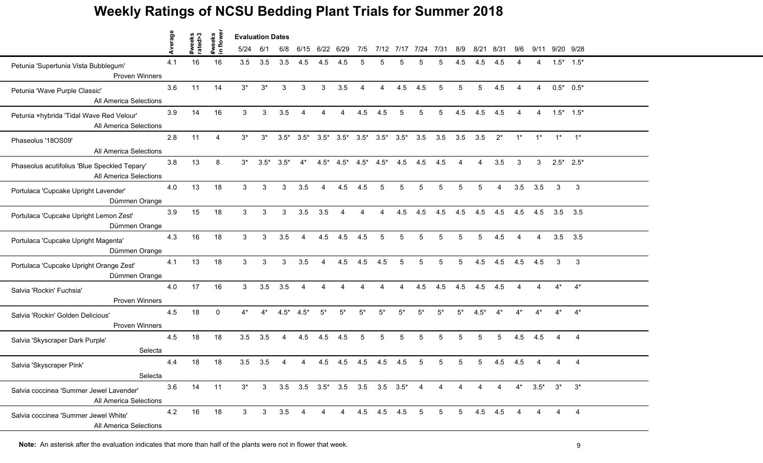# Weekly Ratings of NCSU Bedding Plant Trials for Summer 2018

| | Average | #weeks rated>3 | #weeks in flower | Evaluation Dates 5/24 | 6/1 | 6/8 | 6/15 | 6/22 | 6/29 | 7/5 | 7/12 | 7/17 | 7/24 | 7/31 | 8/9 | 8/21 | 8/31 | 9/6 | 9/11 | 9/20 | 9/28 |
|---|---|---|---|---|---|---|---|---|---|---|---|---|---|---|---|---|---|---|---|---|---|
| Petunia 'Supertunia Vista Bubblegum' Proven Winners | 4.1 | 16 | 16 | 3.5 | 3.5 | 3.5 | 4.5 | 4.5 | 4.5 | 5 | 5 | 5 | 5 | 5 | 4.5 | 4.5 | 4.5 | 4 | 4 | 1.5* | 1.5* |
| Petunia 'Wave Purple Classic' All America Selections | 3.6 | 11 | 14 | 3* | 3* | 3 | 3 | 3 | 3.5 | 4 | 4 | 4.5 | 4.5 | 5 | 5 | 5 | 4.5 | 4 | 4 | 0.5* | 0.5* |
| Petunia ×hybrida 'Tidal Wave Red Velour' All America Selections | 3.9 | 14 | 16 | 3 | 3 | 3.5 | 4 | 4 | 4 | 4.5 | 4.5 | 5 | 5 | 5 | 4.5 | 4.5 | 4.5 | 4 | 4 | 1.5* | 1.5* |
| Phaseolus '18OS09' All America Selections | 2.8 | 11 | 4 | 3* | 3* | 3.5* | 3.5* | 3.5* | 3.5* | 3.5* | 3.5* | 3.5* | 3.5 | 3.5 | 3.5 | 3.5 | 2* | 1* | 1* | 1* | 1* |
| Phaseolus acutifolius 'Blue Speckled Tepary' All America Selections | 3.8 | 13 | 8 | 3* | 3.5* | 3.5* | 4* | 4.5* | 4.5* | 4.5* | 4.5* | 4.5 | 4.5 | 4.5 | 4 | 4 | 3.5 | 3 | 3 | 2.5* | 2.5* |
| Portulaca 'Cupcake Upright Lavender' Dümmen Orange | 4.0 | 13 | 18 | 3 | 3 | 3 | 3.5 | 4 | 4.5 | 4.5 | 5 | 5 | 5 | 5 | 5 | 5 | 4 | 3.5 | 3.5 | 3 | 3 |
| Portulaca 'Cupcake Upright Lemon Zest' Dümmen Orange | 3.9 | 15 | 18 | 3 | 3 | 3 | 3.5 | 3.5 | 4 | 4 | 4 | 4.5 | 4.5 | 4.5 | 4.5 | 4.5 | 4.5 | 4.5 | 4.5 | 3.5 | 3.5 |
| Portulaca 'Cupcake Upright Magenta' Dümmen Orange | 4.3 | 16 | 18 | 3 | 3 | 3.5 | 4 | 4.5 | 4.5 | 4.5 | 5 | 5 | 5 | 5 | 5 | 5 | 4.5 | 4 | 4 | 3.5 | 3.5 |
| Portulaca 'Cupcake Upright Orange Zest' Dümmen Orange | 4.1 | 13 | 18 | 3 | 3 | 3 | 3.5 | 4 | 4.5 | 4.5 | 4.5 | 5 | 5 | 5 | 5 | 4.5 | 4.5 | 4.5 | 4.5 | 3 | 3 |
| Salvia 'Rockin' Fuchsia' Proven Winners | 4.0 | 17 | 16 | 3 | 3.5 | 3.5 | 4 | 4 | 4 | 4 | 4 | 4 | 4.5 | 4.5 | 4.5 | 4.5 | 4.5 | 4 | 4 | 4* | 4* |
| Salvia 'Rockin' Golden Delicious' Proven Winners | 4.5 | 18 | 0 | 4* | 4* | 4.5* | 4.5* | 5* | 5* | 5* | 5* | 5* | 5* | 5* | 5* | 4.5* | 4* | 4* | 4* | 4* | 4* |
| Salvia 'Skyscraper Dark Purple' Selecta | 4.5 | 18 | 18 | 3.5 | 3.5 | 4 | 4.5 | 4.5 | 4.5 | 5 | 5 | 5 | 5 | 5 | 5 | 5 | 5 | 4.5 | 4.5 | 4 | 4 |
| Salvia 'Skyscraper Pink' Selecta | 4.4 | 18 | 18 | 3.5 | 3.5 | 4 | 4 | 4.5 | 4.5 | 4.5 | 4.5 | 4.5 | 5 | 5 | 5 | 5 | 4.5 | 4.5 | 4 | 4 | 4 |
| Salvia coccinea 'Summer Jewel Lavender' All America Selections | 3.6 | 14 | 11 | 3* | 3 | 3.5 | 3.5 | 3.5* | 3.5 | 3.5 | 3.5 | 3.5* | 4 | 4 | 4 | 4 | 4 | 4* | 3.5* | 3* | 3* |
| Salvia coccinea 'Summer Jewel White' All America Selections | 4.2 | 16 | 18 | 3 | 3 | 3.5 | 4 | 4 | 4 | 4.5 | 4.5 | 4.5 | 5 | 5 | 5 | 4.5 | 4.5 | 4 | 4 | 4 | 4 |

**Note:** An asterisk after the evaluation indicates that more than half of the plants were not in flower that week.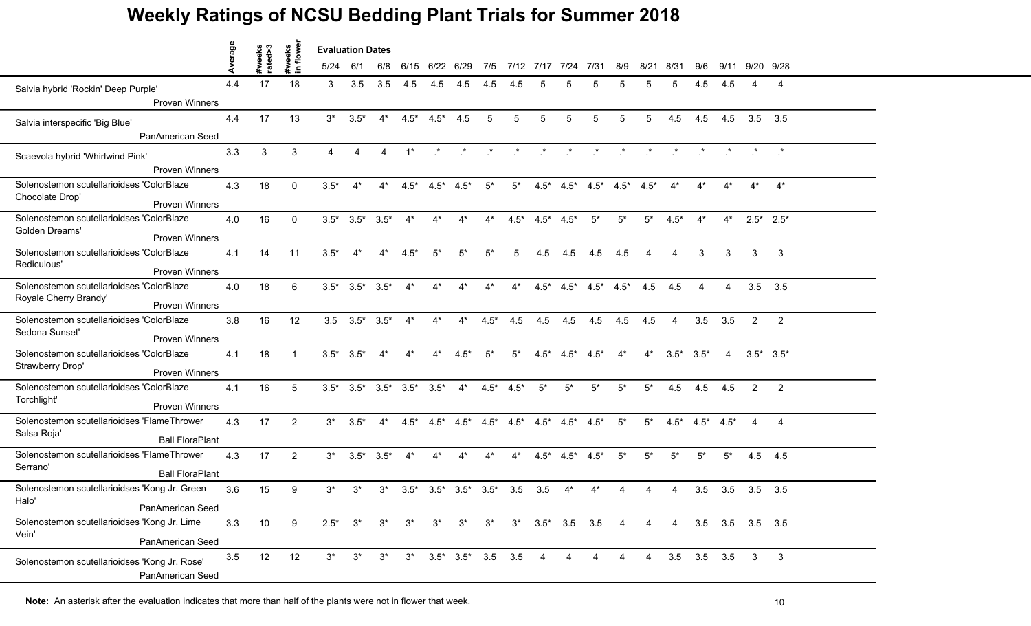# Weekly Ratings of NCSU Bedding Plant Trials for Summer 2018

| | Average | #weeks rated>3 | #weeks in flower | 5/24 | 6/1 | 6/8 | 6/15 | 6/22 | 6/29 | 7/5 | 7/12 | 7/17 | 7/24 | 7/31 | 8/9 | 8/21 | 8/31 | 9/6 | 9/11 | 9/20 | 9/28 |
|---|---|---|---|---|---|---|---|---|---|---|---|---|---|---|---|---|---|---|---|---|---|
| | | | | Evaluation Dates | | | | | | | | | | | | | | | | | |
| Salvia hybrid 'Rockin' Deep Purple' Proven Winners | 4.4 | 17 | 18 | 3 | 3.5 | 3.5 | 4.5 | 4.5 | 4.5 | 4.5 | 4.5 | 5 | 5 | 5 | 5 | 5 | 5 | 4.5 | 4.5 | 4 | 4 |
| Salvia interspecific 'Big Blue' PanAmerican Seed | 4.4 | 17 | 13 | 3* | 3.5* | 4* | 4.5* | 4.5* | 4.5 | 5 | 5 | 5 | 5 | 5 | 5 | 5 | 4.5 | 4.5 | 4.5 | 3.5 | 3.5 |
| Scaevola hybrid 'Whirlwind Pink' Proven Winners | 3.3 | 3 | 3 | 4 | 4 | 4 | 1* | .* | .* | .* | .* | .* | .* | .* | .* | .* | .* | .* | .* | .* | .* |
| Solenostemon scutellarioidses 'ColorBlaze Chocolate Drop' Proven Winners | 4.3 | 18 | 0 | 3.5* | 4* | 4* | 4.5* | 4.5* | 4.5* | 5* | 5* | 4.5* | 4.5* | 4.5* | 4.5* | 4.5* | 4* | 4* | 4* | 4* | 4* |
| Solenostemon scutellarioidses 'ColorBlaze Golden Dreams' Proven Winners | 4.0 | 16 | 0 | 3.5* | 3.5* | 3.5* | 4* | 4* | 4* | 4* | 4.5* | 4.5* | 4.5* | 5* | 5* | 5* | 4.5* | 4* | 4* | 2.5* | 2.5* |
| Solenostemon scutellarioidses 'ColorBlaze Rediculous' Proven Winners | 4.1 | 14 | 11 | 3.5* | 4* | 4* | 4.5* | 5* | 5* | 5* | 5 | 4.5 | 4.5 | 4.5 | 4.5 | 4 | 4 | 3 | 3 | 3 | 3 |
| Solenostemon scutellarioidses 'ColorBlaze Royale Cherry Brandy' Proven Winners | 4.0 | 18 | 6 | 3.5* | 3.5* | 3.5* | 4* | 4* | 4* | 4* | 4* | 4.5* | 4.5* | 4.5* | 4.5* | 4.5 | 4.5 | 4 | 4 | 3.5 | 3.5 |
| Solenostemon scutellarioidses 'ColorBlaze Sedona Sunset' Proven Winners | 3.8 | 16 | 12 | 3.5 | 3.5* | 3.5* | 4* | 4* | 4* | 4.5* | 4.5 | 4.5 | 4.5 | 4.5 | 4.5 | 4.5 | 4 | 3.5 | 3.5 | 2 | 2 |
| Solenostemon scutellarioidses 'ColorBlaze Strawberry Drop' Proven Winners | 4.1 | 18 | 1 | 3.5* | 3.5* | 4* | 4* | 4* | 4.5* | 5* | 5* | 4.5* | 4.5* | 4.5* | 4* | 4* | 3.5* | 3.5* | 4 | 3.5* | 3.5* |
| Solenostemon scutellarioidses 'ColorBlaze Torchlight' Proven Winners | 4.1 | 16 | 5 | 3.5* | 3.5* | 3.5* | 3.5* | 3.5* | 4* | 4.5* | 4.5* | 5* | 5* | 5* | 5* | 5* | 4.5 | 4.5 | 4.5 | 2 | 2 |
| Solenostemon scutellarioidses 'FlameThrower Salsa Roja' Ball FloraPlant | 4.3 | 17 | 2 | 3* | 3.5* | 4* | 4.5* | 4.5* | 4.5* | 4.5* | 4.5* | 4.5* | 4.5* | 4.5* | 5* | 5* | 4.5* | 4.5* | 4.5* | 4 | 4 |
| Solenostemon scutellarioidses 'FlameThrower Serrano' Ball FloraPlant | 4.3 | 17 | 2 | 3* | 3.5* | 3.5* | 4* | 4* | 4* | 4* | 4* | 4.5* | 4.5* | 4.5* | 5* | 5* | 5* | 5* | 5* | 4.5 | 4.5 |
| Solenostemon scutellarioidses 'Kong Jr. Green Halo' PanAmerican Seed | 3.6 | 15 | 9 | 3* | 3* | 3* | 3.5* | 3.5* | 3.5* | 3.5* | 3.5 | 3.5 | 4* | 4* | 4 | 4 | 4 | 3.5 | 3.5 | 3.5 | 3.5 |
| Solenostemon scutellarioidses 'Kong Jr. Lime Vein' PanAmerican Seed | 3.3 | 10 | 9 | 2.5* | 3* | 3* | 3* | 3* | 3* | 3* | 3* | 3.5* | 3.5 | 3.5 | 4 | 4 | 4 | 3.5 | 3.5 | 3.5 | 3.5 |
| Solenostemon scutellarioidses 'Kong Jr. Rose' PanAmerican Seed | 3.5 | 12 | 12 | 3* | 3* | 3* | 3* | 3.5* | 3.5* | 3.5 | 3.5 | 4 | 4 | 4 | 4 | 4 | 3.5 | 3.5 | 3.5 | 3 | 3 |

**Note:** An asterisk after the evaluation indicates that more than half of the plants were not in flower that week.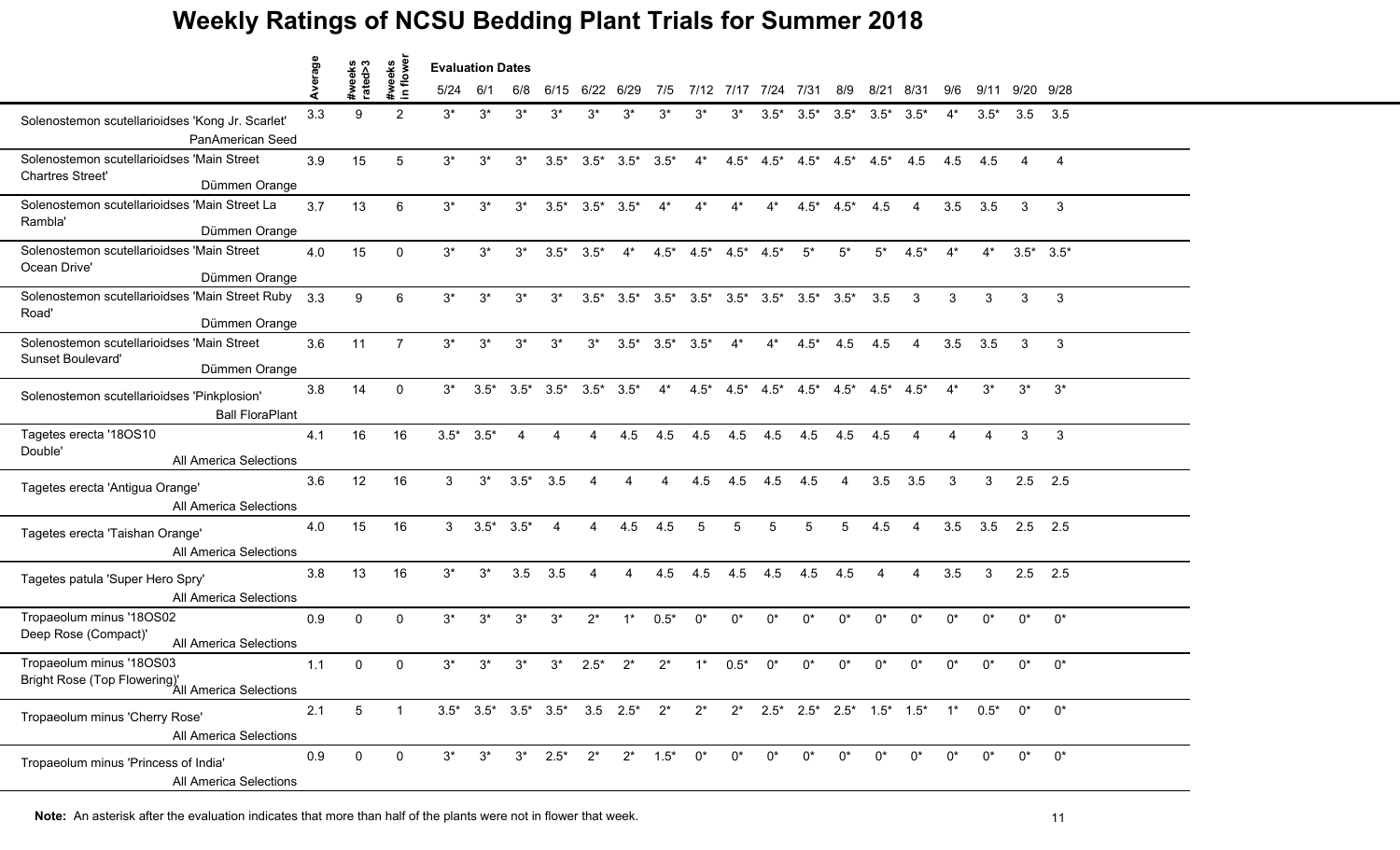# Weekly Ratings of NCSU Bedding Plant Trials for Summer 2018

| | Average | #weeks rated>3 | #weeks in flower | 5/24 | 6/1 | 6/8 | 6/15 | 6/22 | 6/29 | 7/5 | 7/12 | 7/17 | 7/24 | 7/31 | 8/9 | 8/21 | 8/31 | 9/6 | 9/11 | 9/20 | 9/28 |
|---|---|---|---|---|---|---|---|---|---|---|---|---|---|---|---|---|---|---|---|---|---|
| | | | | **Evaluation Dates** | | | | | | | | | | | | | | | | | |
| Solenostemon scutellarioidses 'Kong Jr. Scarlet' PanAmerican Seed | 3.3 | 9 | 2 | 3* | 3* | 3* | 3* | 3* | 3* | 3* | 3* | 3* | 3.5* | 3.5* | 3.5* | 3.5* | 3.5* | 4* | 3.5* | 3.5 | 3.5 |
| Solenostemon scutellarioidses 'Main Street Chartres Street' Dümmen Orange | 3.9 | 15 | 5 | 3* | 3* | 3* | 3.5* | 3.5* | 3.5* | 3.5* | 4* | 4.5* | 4.5* | 4.5* | 4.5* | 4.5* | 4.5 | 4.5 | 4.5 | 4 | 4 |
| Solenostemon scutellarioidses 'Main Street La Rambla' Dümmen Orange | 3.7 | 13 | 6 | 3* | 3* | 3* | 3.5* | 3.5* | 3.5* | 4* | 4* | 4* | 4* | 4.5* | 4.5* | 4.5 | 4 | 3.5 | 3.5 | 3 | 3 |
| Solenostemon scutellarioidses 'Main Street Ocean Drive' Dümmen Orange | 4.0 | 15 | 0 | 3* | 3* | 3* | 3.5* | 3.5* | 4* | 4.5* | 4.5* | 4.5* | 4.5* | 5* | 5* | 5* | 4.5* | 4* | 4* | 3.5* | 3.5* |
| Solenostemon scutellarioidses 'Main Street Ruby Road' Dümmen Orange | 3.3 | 9 | 6 | 3* | 3* | 3* | 3* | 3.5* | 3.5* | 3.5* | 3.5* | 3.5* | 3.5* | 3.5* | 3.5* | 3.5 | 3 | 3 | 3 | 3 | 3 |
| Solenostemon scutellarioidses 'Main Street Sunset Boulevard' Dümmen Orange | 3.6 | 11 | 7 | 3* | 3* | 3* | 3* | 3* | 3.5* | 3.5* | 3.5* | 4* | 4* | 4.5* | 4.5 | 4.5 | 4 | 3.5 | 3.5 | 3 | 3 |
| Solenostemon scutellarioidses 'Pinkplosion' Ball FloraPlant | 3.8 | 14 | 0 | 3* | 3.5* | 3.5* | 3.5* | 3.5* | 3.5* | 4* | 4.5* | 4.5* | 4.5* | 4.5* | 4.5* | 4.5* | 4.5* | 4* | 3* | 3* | 3* |
| Tagetes erecta '18OS10 Double' All America Selections | 4.1 | 16 | 16 | 3.5* | 3.5* | 4 | 4 | 4 | 4.5 | 4.5 | 4.5 | 4.5 | 4.5 | 4.5 | 4.5 | 4.5 | 4 | 4 | 4 | 3 | 3 |
| Tagetes erecta 'Antigua Orange' All America Selections | 3.6 | 12 | 16 | 3 | 3* | 3.5* | 3.5 | 4 | 4 | 4 | 4.5 | 4.5 | 4.5 | 4.5 | 4 | 3.5 | 3.5 | 3 | 3 | 2.5 | 2.5 |
| Tagetes erecta 'Taishan Orange' All America Selections | 4.0 | 15 | 16 | 3 | 3.5* | 3.5* | 4 | 4 | 4.5 | 4.5 | 5 | 5 | 5 | 5 | 5 | 4.5 | 4 | 3.5 | 3.5 | 2.5 | 2.5 |
| Tagetes patula 'Super Hero Spry' All America Selections | 3.8 | 13 | 16 | 3* | 3* | 3.5 | 3.5 | 4 | 4 | 4.5 | 4.5 | 4.5 | 4.5 | 4.5 | 4.5 | 4 | 4 | 3.5 | 3 | 2.5 | 2.5 |
| Tropaeolum minus '18OS02 Deep Rose (Compact)' All America Selections | 0.9 | 0 | 0 | 3* | 3* | 3* | 3* | 2* | 1* | 0.5* | 0* | 0* | 0* | 0* | 0* | 0* | 0* | 0* | 0* | 0* | 0* |
| Tropaeolum minus '18OS03 Bright Rose (Top Flowering)' All America Selections | 1.1 | 0 | 0 | 3* | 3* | 3* | 3* | 2.5* | 2* | 2* | 1* | 0.5* | 0* | 0* | 0* | 0* | 0* | 0* | 0* | 0* | 0* |
| Tropaeolum minus 'Cherry Rose' All America Selections | 2.1 | 5 | 1 | 3.5* | 3.5* | 3.5* | 3.5* | 3.5 | 2.5* | 2* | 2* | 2* | 2.5* | 2.5* | 2.5* | 1.5* | 1.5* | 1* | 0.5* | 0* | 0* |
| Tropaeolum minus 'Princess of India' All America Selections | 0.9 | 0 | 0 | 3* | 3* | 3* | 2.5* | 2* | 2* | 1.5* | 0* | 0* | 0* | 0* | 0* | 0* | 0* | 0* | 0* | 0* | 0* |

**Note:** An asterisk after the evaluation indicates that more than half of the plants were not in flower that week.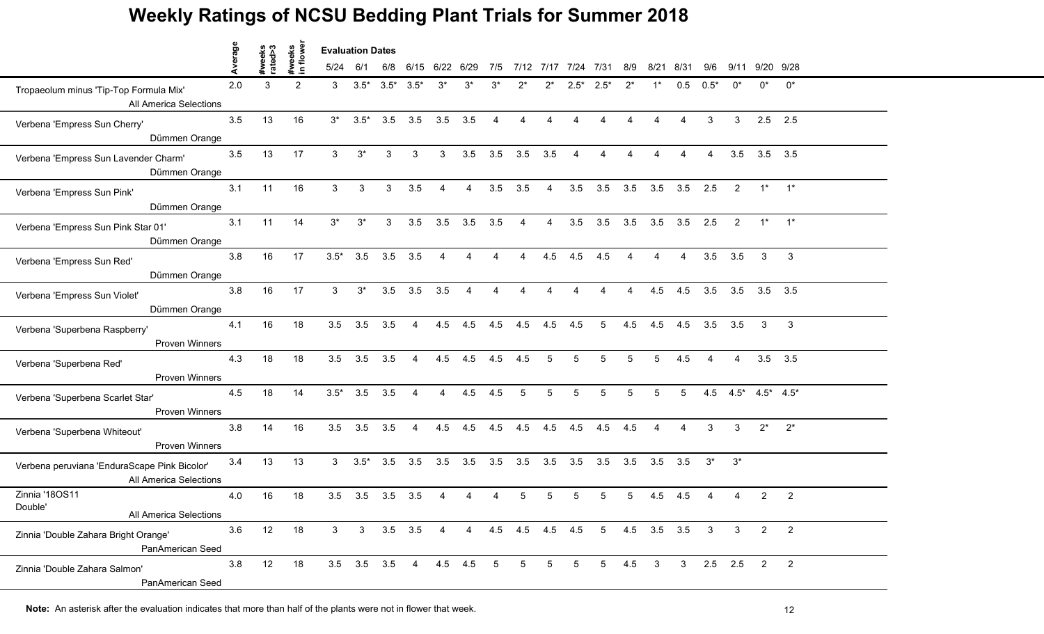# Weekly Ratings of NCSU Bedding Plant Trials for Summer 2018

| | Average | #weeks rated>3 | #weeks in flower | Evaluation Dates 5/24 | 6/1 | 6/8 | 6/15 | 6/22 | 6/29 | 7/5 | 7/12 | 7/17 | 7/24 | 7/31 | 8/9 | 8/21 | 8/31 | 9/6 | 9/11 | 9/20 | 9/28 |
|---|---|---|---|---|---|---|---|---|---|---|---|---|---|---|---|---|---|---|---|---|---|
| Tropaeolum minus 'Tip-Top Formula Mix' All America Selections | 2.0 | 3 | 2 | 3 | 3.5* | 3.5* | 3.5* | 3* | 3* | 3* | 2* | 2* | 2.5* | 2.5* | 2* | 1* | 0.5 | 0.5* | 0* | 0* | 0* |
| Verbena 'Empress Sun Cherry' Dümmen Orange | 3.5 | 13 | 16 | 3* | 3.5* | 3.5 | 3.5 | 3.5 | 3.5 | 4 | 4 | 4 | 4 | 4 | 4 | 4 | 4 | 3 | 3 | 2.5 | 2.5 |
| Verbena 'Empress Sun Lavender Charm' Dümmen Orange | 3.5 | 13 | 17 | 3 | 3* | 3 | 3 | 3 | 3.5 | 3.5 | 3.5 | 3.5 | 4 | 4 | 4 | 4 | 4 | 4 | 3.5 | 3.5 | 3.5 |
| Verbena 'Empress Sun Pink' Dümmen Orange | 3.1 | 11 | 16 | 3 | 3 | 3 | 3.5 | 4 | 4 | 3.5 | 3.5 | 4 | 3.5 | 3.5 | 3.5 | 3.5 | 3.5 | 2.5 | 2 | 1* | 1* |
| Verbena 'Empress Sun Pink Star 01' Dümmen Orange | 3.1 | 11 | 14 | 3* | 3* | 3 | 3.5 | 3.5 | 3.5 | 3.5 | 4 | 4 | 3.5 | 3.5 | 3.5 | 3.5 | 3.5 | 2.5 | 2 | 1* | 1* |
| Verbena 'Empress Sun Red' Dümmen Orange | 3.8 | 16 | 17 | 3.5* | 3.5 | 3.5 | 3.5 | 4 | 4 | 4 | 4 | 4.5 | 4.5 | 4.5 | 4 | 4 | 4 | 3.5 | 3.5 | 3 | 3 |
| Verbena 'Empress Sun Violet' Dümmen Orange | 3.8 | 16 | 17 | 3 | 3* | 3.5 | 3.5 | 3.5 | 4 | 4 | 4 | 4 | 4 | 4 | 4 | 4.5 | 4.5 | 3.5 | 3.5 | 3.5 | 3.5 |
| Verbena 'Superbena Raspberry' Proven Winners | 4.1 | 16 | 18 | 3.5 | 3.5 | 3.5 | 4 | 4.5 | 4.5 | 4.5 | 4.5 | 4.5 | 4.5 | 5 | 4.5 | 4.5 | 4.5 | 3.5 | 3.5 | 3 | 3 |
| Verbena 'Superbena Red' Proven Winners | 4.3 | 18 | 18 | 3.5 | 3.5 | 3.5 | 4 | 4.5 | 4.5 | 4.5 | 4.5 | 5 | 5 | 5 | 5 | 5 | 4.5 | 4 | 4 | 3.5 | 3.5 |
| Verbena 'Superbena Scarlet Star' Proven Winners | 4.5 | 18 | 14 | 3.5* | 3.5 | 3.5 | 4 | 4 | 4.5 | 4.5 | 5 | 5 | 5 | 5 | 5 | 5 | 5 | 4.5 | 4.5* | 4.5* | 4.5* |
| Verbena 'Superbena Whiteout' Proven Winners | 3.8 | 14 | 16 | 3.5 | 3.5 | 3.5 | 4 | 4.5 | 4.5 | 4.5 | 4.5 | 4.5 | 4.5 | 4.5 | 4.5 | 4 | 4 | 3 | 3 | 2* | 2* |
| Verbena peruviana 'EnduraScape Pink Bicolor' All America Selections | 3.4 | 13 | 13 | 3 | 3.5* | 3.5 | 3.5 | 3.5 | 3.5 | 3.5 | 3.5 | 3.5 | 3.5 | 3.5 | 3.5 | 3.5 | 3.5 | 3* | 3* | | |
| Zinnia '18OS11 Double' All America Selections | 4.0 | 16 | 18 | 3.5 | 3.5 | 3.5 | 3.5 | 4 | 4 | 4 | 5 | 5 | 5 | 5 | 5 | 4.5 | 4.5 | 4 | 4 | 2 | 2 |
| Zinnia 'Double Zahara Bright Orange' PanAmerican Seed | 3.6 | 12 | 18 | 3 | 3 | 3.5 | 3.5 | 4 | 4 | 4.5 | 4.5 | 4.5 | 4.5 | 5 | 4.5 | 3.5 | 3.5 | 3 | 3 | 2 | 2 |
| Zinnia 'Double Zahara Salmon' PanAmerican Seed | 3.8 | 12 | 18 | 3.5 | 3.5 | 3.5 | 4 | 4.5 | 4.5 | 5 | 5 | 5 | 5 | 5 | 4.5 | 3 | 3 | 2.5 | 2.5 | 2 | 2 |

**Note:** An asterisk after the evaluation indicates that more than half of the plants were not in flower that week.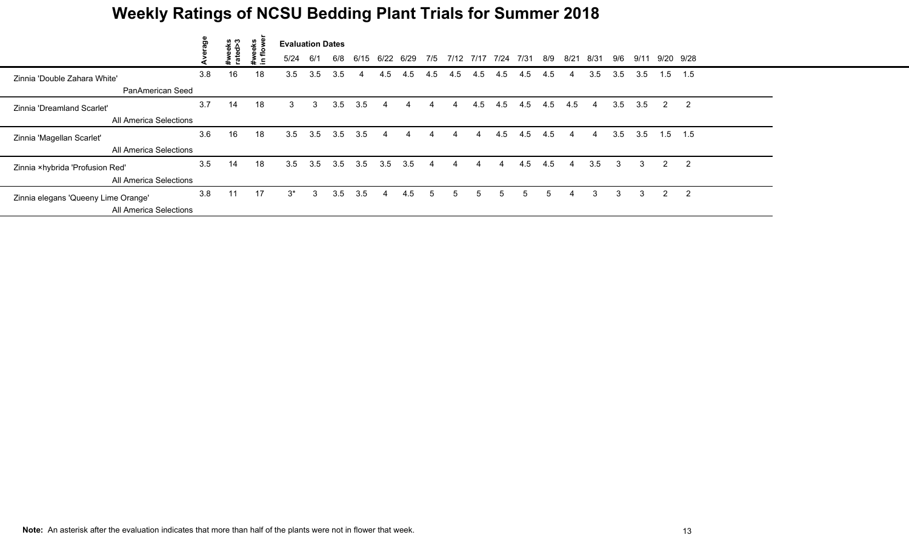# Weekly Ratings of NCSU Bedding Plant Trials for Summer 2018

| | Average | #weeks rated>3 | #weeks in flower | Evaluation Dates 5/24 | 6/1 | 6/8 | 6/15 | 6/22 | 6/29 | 7/5 | 7/12 | 7/17 | 7/24 | 7/31 | 8/9 | 8/21 | 8/31 | 9/6 | 9/11 | 9/20 | 9/28 |
|---|---|---|---|---|---|---|---|---|---|---|---|---|---|---|---|---|---|---|---|---|---|
| Zinnia 'Double Zahara White' PanAmerican Seed | 3.8 | 16 | 18 | 3.5 | 3.5 | 3.5 | 4 | 4.5 | 4.5 | 4.5 | 4.5 | 4.5 | 4.5 | 4.5 | 4.5 | 4 | 3.5 | 3.5 | 3.5 | 1.5 | 1.5 |
| Zinnia 'Dreamland Scarlet' All America Selections | 3.7 | 14 | 18 | 3 | 3 | 3.5 | 3.5 | 4 | 4 | 4 | 4 | 4.5 | 4.5 | 4.5 | 4.5 | 4.5 | 4 | 3.5 | 3.5 | 2 | 2 |
| Zinnia 'Magellan Scarlet' All America Selections | 3.6 | 16 | 18 | 3.5 | 3.5 | 3.5 | 3.5 | 4 | 4 | 4 | 4 | 4 | 4.5 | 4.5 | 4.5 | 4 | 4 | 3.5 | 3.5 | 1.5 | 1.5 |
| Zinnia ×hybrida 'Profusion Red' All America Selections | 3.5 | 14 | 18 | 3.5 | 3.5 | 3.5 | 3.5 | 3.5 | 3.5 | 4 | 4 | 4 | 4 | 4.5 | 4.5 | 4 | 3.5 | 3 | 3 | 2 | 2 |
| Zinnia elegans 'Queeny Lime Orange' All America Selections | 3.8 | 11 | 17 | 3* | 3 | 3.5 | 3.5 | 4 | 4.5 | 5 | 5 | 5 | 5 | 5 | 5 | 4 | 3 | 3 | 3 | 2 | 2 |

**Note:** An asterisk after the evaluation indicates that more than half of the plants were not in flower that week.